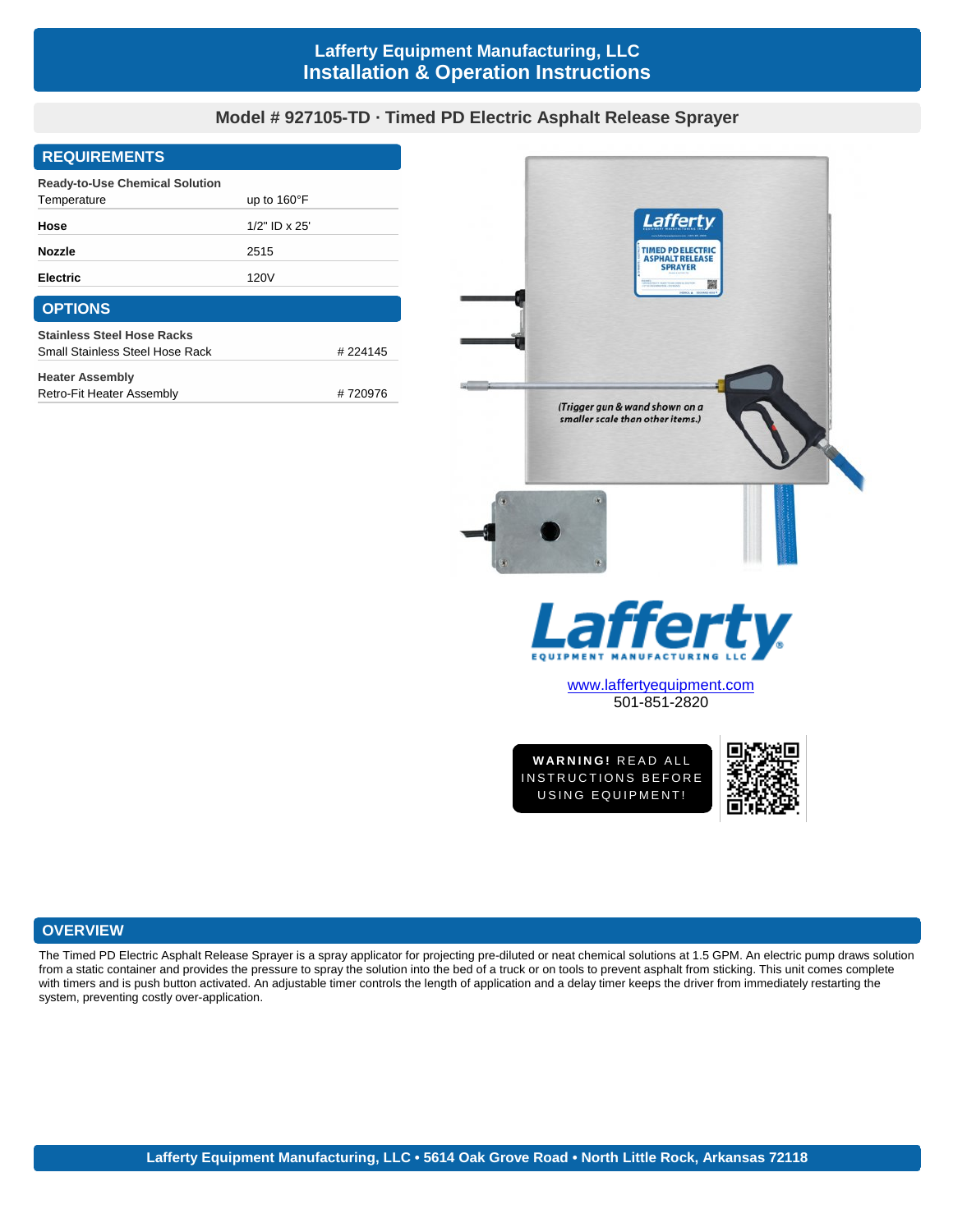# Lafferty Equipment Manufacturing, LLC
# Installation & Operation Instructions

## Model # 927105-TD · Timed PD Electric Asphalt Release Sprayer

## REQUIREMENTS

| | |
|---|---|
| **Ready-to-Use Chemical Solution** | |
| Temperature | up to 160°F |
| **Hose** | 1/2" ID x 25' |
| **Nozzle** | 2515 |
| **Electric** | 120V |

## OPTIONS

| | |
|---|---|
| **Stainless Steel Hose Racks** | |
| Small Stainless Steel Hose Rack | # 224145 |
| **Heater Assembly** | |
| Retro-Fit Heater Assembly | # 720976 |

(Trigger gun & wand shown on a smaller scale than other items.)

www.laffertyequipment.com
501-851-2820

**WARNING!** READ ALL INSTRUCTIONS BEFORE USING EQUIPMENT!

## OVERVIEW

The Timed PD Electric Asphalt Release Sprayer is a spray applicator for projecting pre-diluted or neat chemical solutions at 1.5 GPM. An electric pump draws solution from a static container and provides the pressure to spray the solution into the bed of a truck or on tools to prevent asphalt from sticking. This unit comes complete with timers and is push button activated. An adjustable timer controls the length of application and a delay timer keeps the driver from immediately restarting the system, preventing costly over-application.

Lafferty Equipment Manufacturing, LLC • 5614 Oak Grove Road • North Little Rock, Arkansas 72118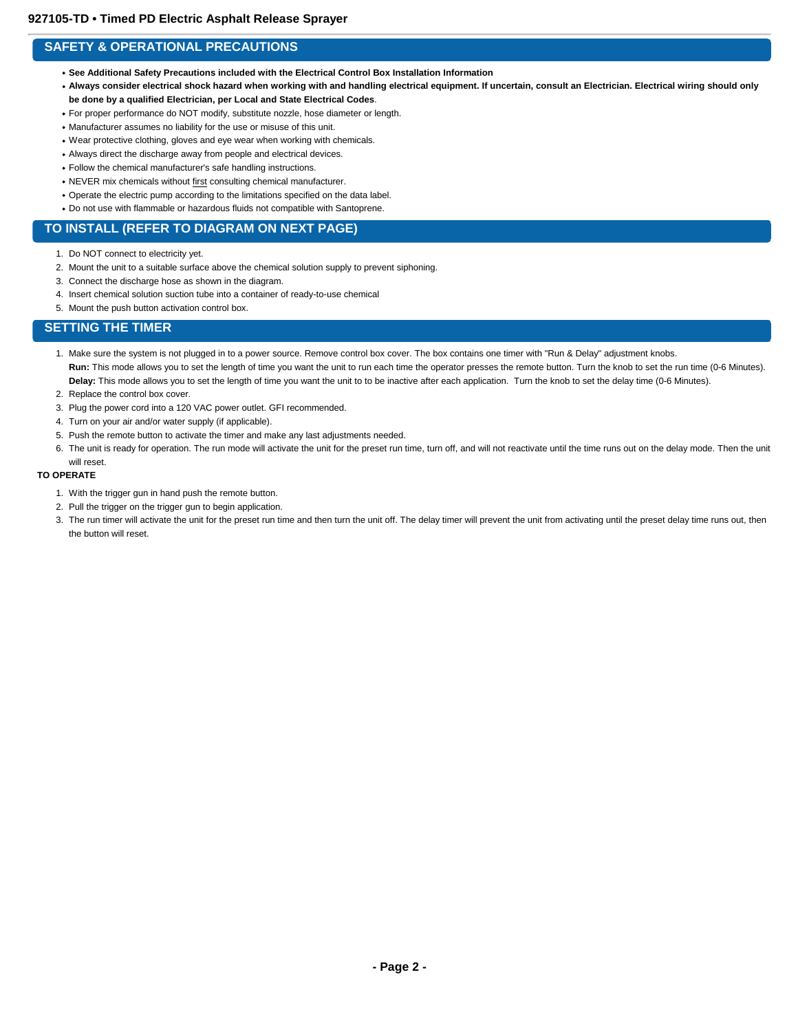# 927105-TD • Timed PD Electric Asphalt Release Sprayer

## SAFETY & OPERATIONAL PRECAUTIONS

- **See Additional Safety Precautions included with the Electrical Control Box Installation Information**
- **Always consider electrical shock hazard when working with and handling electrical equipment. If uncertain, consult an Electrician. Electrical wiring should only be done by a qualified Electrician, per Local and State Electrical Codes**.
- For proper performance do NOT modify, substitute nozzle, hose diameter or length.
- Manufacturer assumes no liability for the use or misuse of this unit.
- Wear protective clothing, gloves and eye wear when working with chemicals.
- Always direct the discharge away from people and electrical devices.
- Follow the chemical manufacturer's safe handling instructions.
- NEVER mix chemicals without first consulting chemical manufacturer.
- Operate the electric pump according to the limitations specified on the data label.
- Do not use with flammable or hazardous fluids not compatible with Santoprene.

## TO INSTALL (REFER TO DIAGRAM ON NEXT PAGE)

1. Do NOT connect to electricity yet.
2. Mount the unit to a suitable surface above the chemical solution supply to prevent siphoning.
3. Connect the discharge hose as shown in the diagram.
4. Insert chemical solution suction tube into a container of ready-to-use chemical
5. Mount the push button activation control box.

## SETTING THE TIMER

1. Make sure the system is not plugged in to a power source. Remove control box cover. The box contains one timer with "Run & Delay" adjustment knobs.
   **Run:** This mode allows you to set the length of time you want the unit to run each time the operator presses the remote button. Turn the knob to set the run time (0-6 Minutes).
   **Delay:** This mode allows you to set the length of time you want the unit to to be inactive after each application. Turn the knob to set the delay time (0-6 Minutes).
2. Replace the control box cover.
3. Plug the power cord into a 120 VAC power outlet. GFI recommended.
4. Turn on your air and/or water supply (if applicable).
5. Push the remote button to activate the timer and make any last adjustments needed.
6. The unit is ready for operation. The run mode will activate the unit for the preset run time, turn off, and will not reactivate until the time runs out on the delay mode. Then the unit will reset.

**TO OPERATE**

1. With the trigger gun in hand push the remote button.
2. Pull the trigger on the trigger gun to begin application.
3. The run timer will activate the unit for the preset run time and then turn the unit off. The delay timer will prevent the unit from activating until the preset delay time runs out, then the button will reset.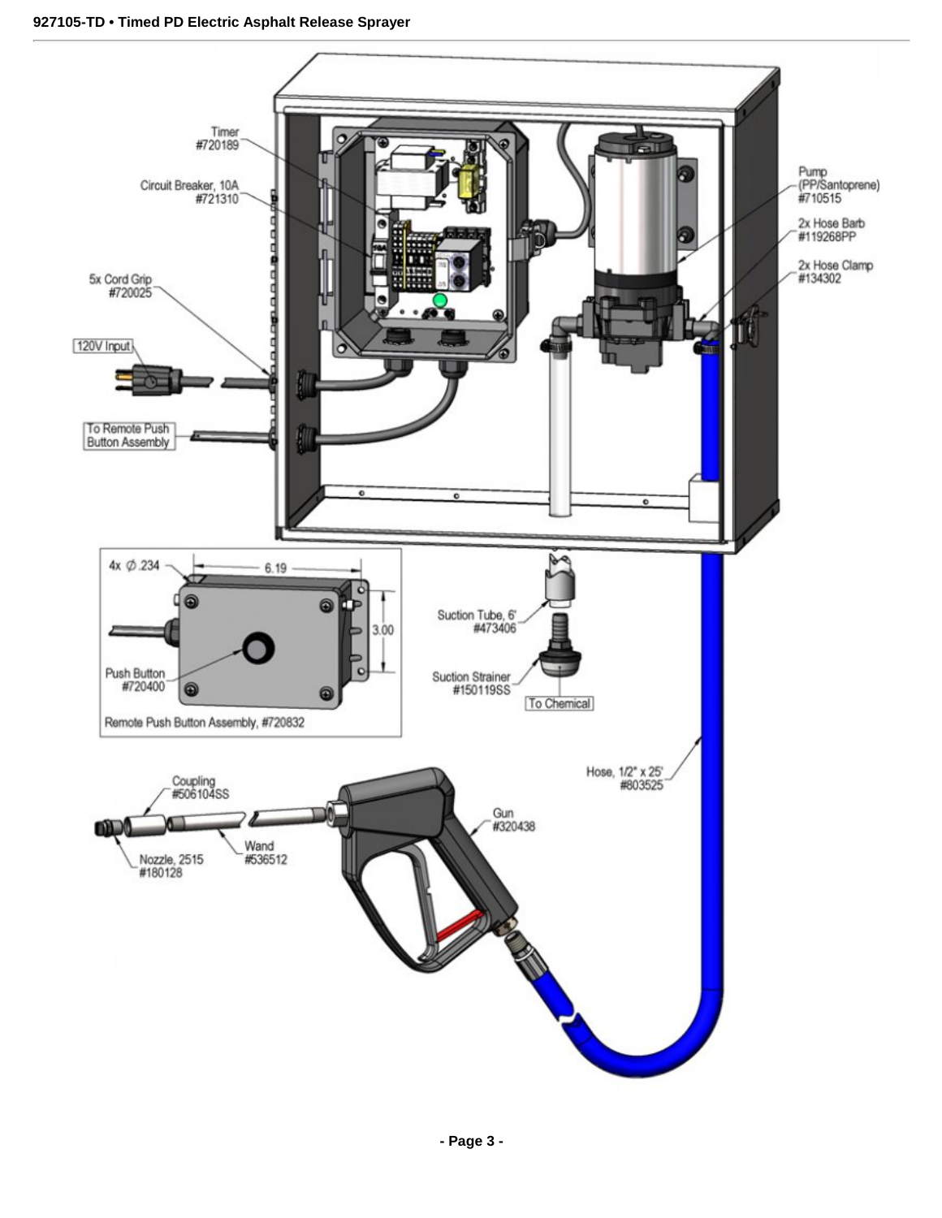927105-TD • Timed PD Electric Asphalt Release Sprayer

Timer
#720189

Circuit Breaker, 10A
#721310

5x Cord Grip
#720025

120V Input

To Remote Push Button Assembly

Pump
(PP/Santoprene)
#710515

2x Hose Barb
#119268PP

2x Hose Clamp
#134302

4x Ø.234

6.19

3.00

Push Button
#720400

Remote Push Button Assembly, #720832

Suction Tube, 6'
#473406

Suction Strainer
#150119SS

To Chemical

Hose, 1/2" x 25'
#803525

Coupling
#506104SS

Gun
#320438

Wand
#536512

Nozzle, 2515
#180128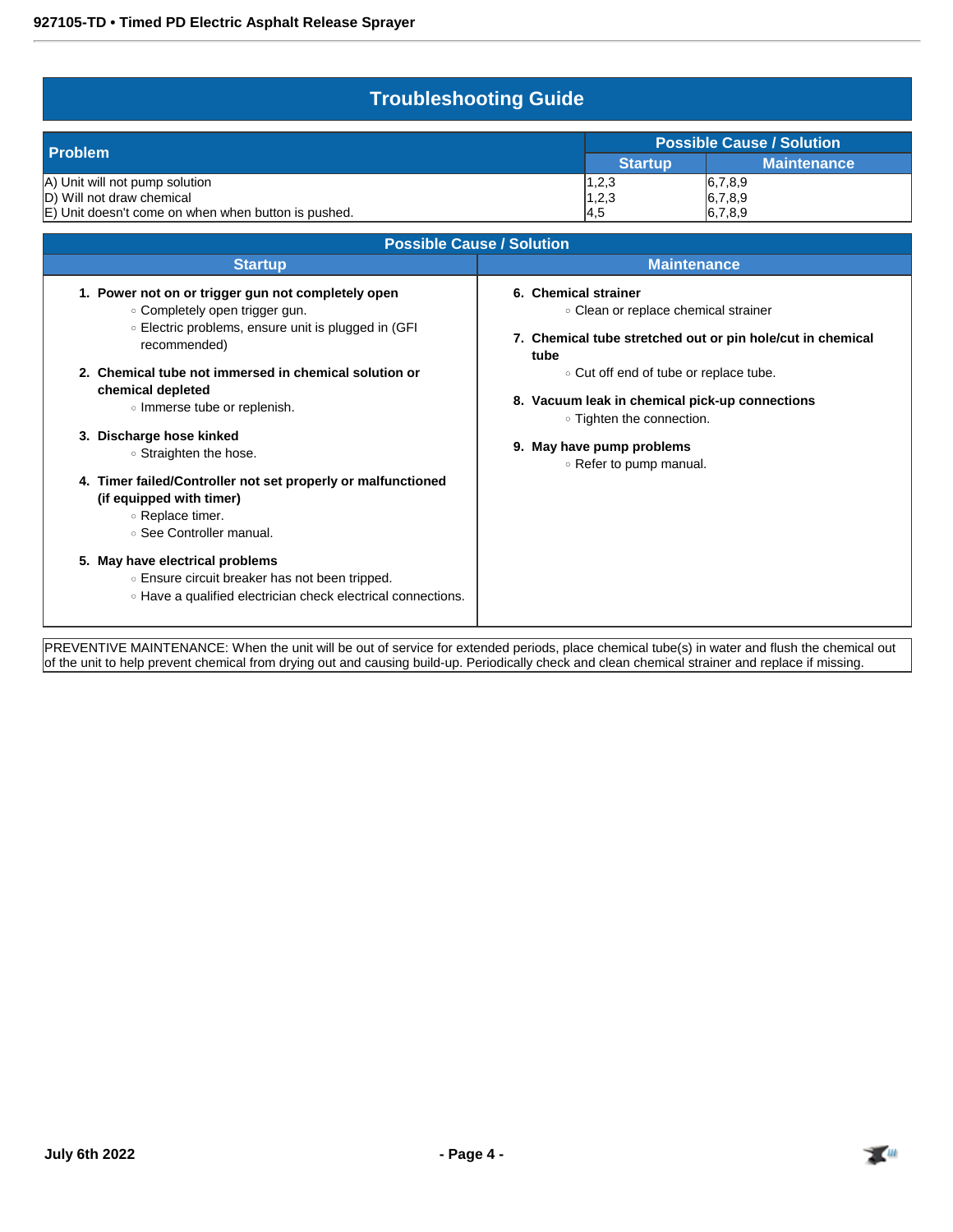# Troubleshooting Guide

| Problem | Possible Cause / Solution | |
|---|---|---|
| | Startup | Maintenance |
| A) Unit will not pump solution | 1,2,3 | 6,7,8,9 |
| D) Will not draw chemical | 1,2,3 | 6,7,8,9 |
| E) Unit doesn't come on when when button is pushed. | 4,5 | 6,7,8,9 |

## Possible Cause / Solution

### Startup

1. **Power not on or trigger gun not completely open**
   - Completely open trigger gun.
   - Electric problems, ensure unit is plugged in (GFI recommended)
2. **Chemical tube not immersed in chemical solution or chemical depleted**
   - Immerse tube or replenish.
3. **Discharge hose kinked**
   - Straighten the hose.
4. **Timer failed/Controller not set properly or malfunctioned (if equipped with timer)**
   - Replace timer.
   - See Controller manual.
5. **May have electrical problems**
   - Ensure circuit breaker has not been tripped.
   - Have a qualified electrician check electrical connections.

### Maintenance

6. **Chemical strainer**
   - Clean or replace chemical strainer
7. **Chemical tube stretched out or pin hole/cut in chemical tube**
   - Cut off end of tube or replace tube.
8. **Vacuum leak in chemical pick-up connections**
   - Tighten the connection.
9. **May have pump problems**
   - Refer to pump manual.

PREVENTIVE MAINTENANCE: When the unit will be out of service for extended periods, place chemical tube(s) in water and flush the chemical out of the unit to help prevent chemical from drying out and causing build-up. Periodically check and clean chemical strainer and replace if missing.